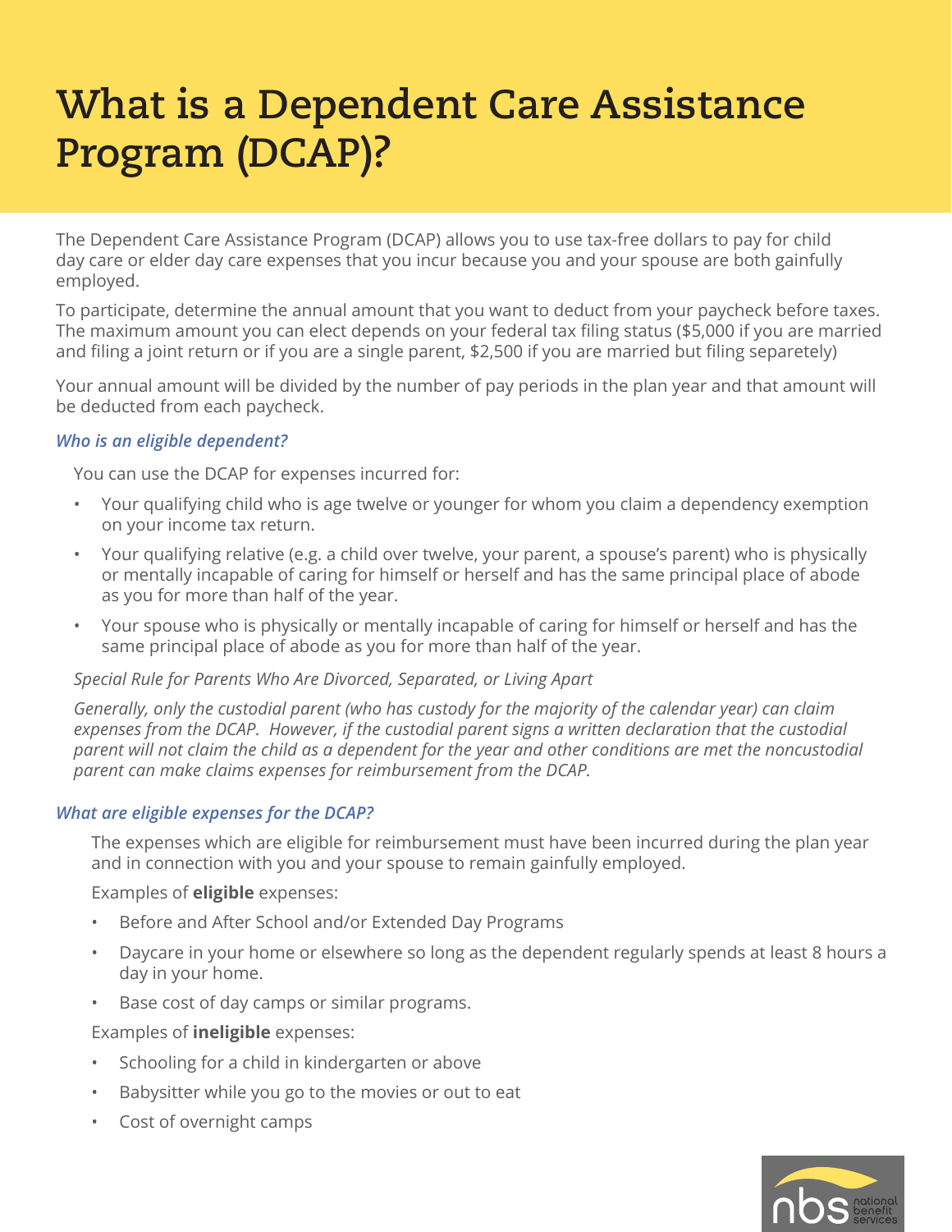# What is a Dependent Care Assistance Program (DCAP)?

The Dependent Care Assistance Program (DCAP) allows you to use tax-free dollars to pay for child day care or elder day care expenses that you incur because you and your spouse are both gainfully employed.

To participate, determine the annual amount that you want to deduct from your paycheck before taxes. The maximum amount you can elect depends on your federal tax filing status ($5,000 if you are married and filing a joint return or if you are a single parent, $2,500 if you are married but filing separetely)

Your annual amount will be divided by the number of pay periods in the plan year and that amount will be deducted from each paycheck.

### *Who is an eligible dependent?*

You can use the DCAP for expenses incurred for:

- Your qualifying child who is age twelve or younger for whom you claim a dependency exemption on your income tax return.
- Your qualifying relative (e.g. a child over twelve, your parent, a spouse's parent) who is physically or mentally incapable of caring for himself or herself and has the same principal place of abode as you for more than half of the year.
- Your spouse who is physically or mentally incapable of caring for himself or herself and has the same principal place of abode as you for more than half of the year.

*Special Rule for Parents Who Are Divorced, Separated, or Living Apart*

*Generally, only the custodial parent (who has custody for the majority of the calendar year) can claim expenses from the DCAP. However, if the custodial parent signs a written declaration that the custodial parent will not claim the child as a dependent for the year and other conditions are met the noncustodial parent can make claims expenses for reimbursement from the DCAP.*

### *What are eligible expenses for the DCAP?*

The expenses which are eligible for reimbursement must have been incurred during the plan year and in connection with you and your spouse to remain gainfully employed.

Examples of **eligible** expenses:

- Before and After School and/or Extended Day Programs
- Daycare in your home or elsewhere so long as the dependent regularly spends at least 8 hours a day in your home.
- Base cost of day camps or similar programs.

Examples of **ineligible** expenses:

- Schooling for a child in kindergarten or above
- Babysitter while you go to the movies or out to eat
- Cost of overnight camps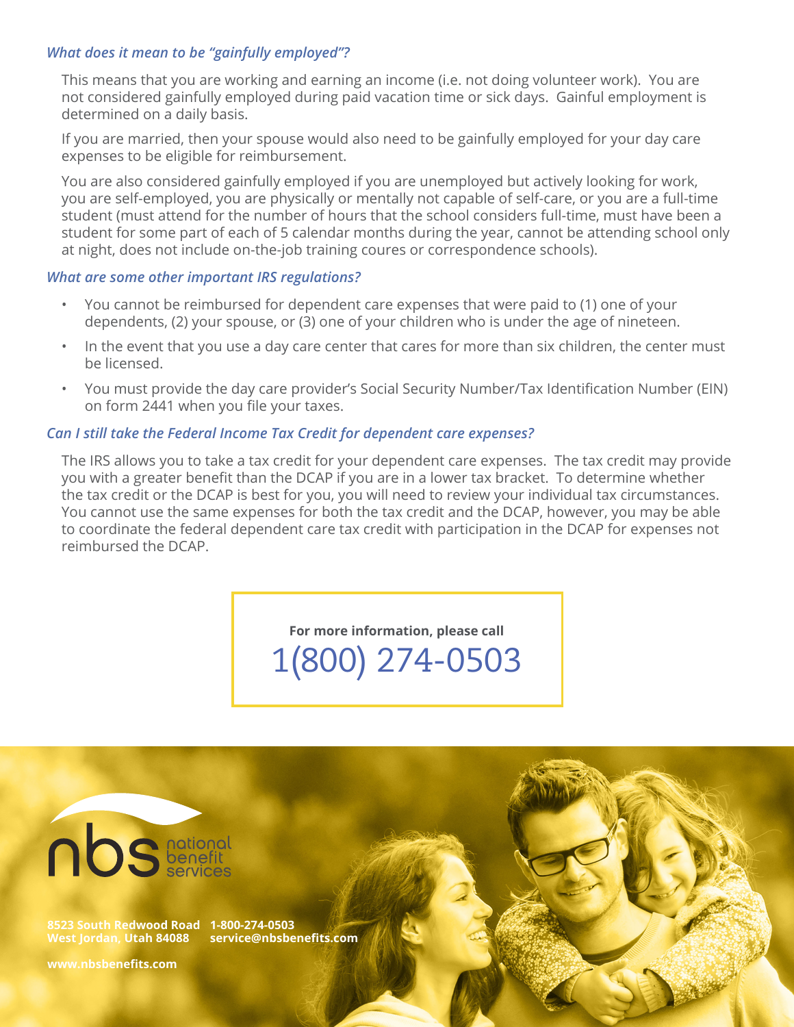### *What does it mean to be "gainfully employed"?*

This means that you are working and earning an income (i.e. not doing volunteer work). You are not considered gainfully employed during paid vacation time or sick days. Gainful employment is determined on a daily basis.

If you are married, then your spouse would also need to be gainfully employed for your day care expenses to be eligible for reimbursement.

You are also considered gainfully employed if you are unemployed but actively looking for work, you are self-employed, you are physically or mentally not capable of self-care, or you are a full-time student (must attend for the number of hours that the school considers full-time, must have been a student for some part of each of 5 calendar months during the year, cannot be attending school only at night, does not include on-the-job training coures or correspondence schools).

### *What are some other important IRS regulations?*

- You cannot be reimbursed for dependent care expenses that were paid to (1) one of your dependents, (2) your spouse, or (3) one of your children who is under the age of nineteen.
- In the event that you use a day care center that cares for more than six children, the center must be licensed.
- You must provide the day care provider's Social Security Number/Tax Identification Number (EIN) on form 2441 when you file your taxes.

### *Can I still take the Federal Income Tax Credit for dependent care expenses?*

The IRS allows you to take a tax credit for your dependent care expenses. The tax credit may provide you with a greater benefit than the DCAP if you are in a lower tax bracket. To determine whether the tax credit or the DCAP is best for you, you will need to review your individual tax circumstances. You cannot use the same expenses for both the tax credit and the DCAP, however, you may be able to coordinate the federal dependent care tax credit with participation in the DCAP for expenses not reimbursed the DCAP.

**For more information, please call**

1(800) 274-0503

nbs national benefit services

**8523 South Redwood Road**
**West Jordan, Utah 84088**

**1-800-274-0503**
**service@nbsbenefits.com**

**www.nbsbenefits.com**